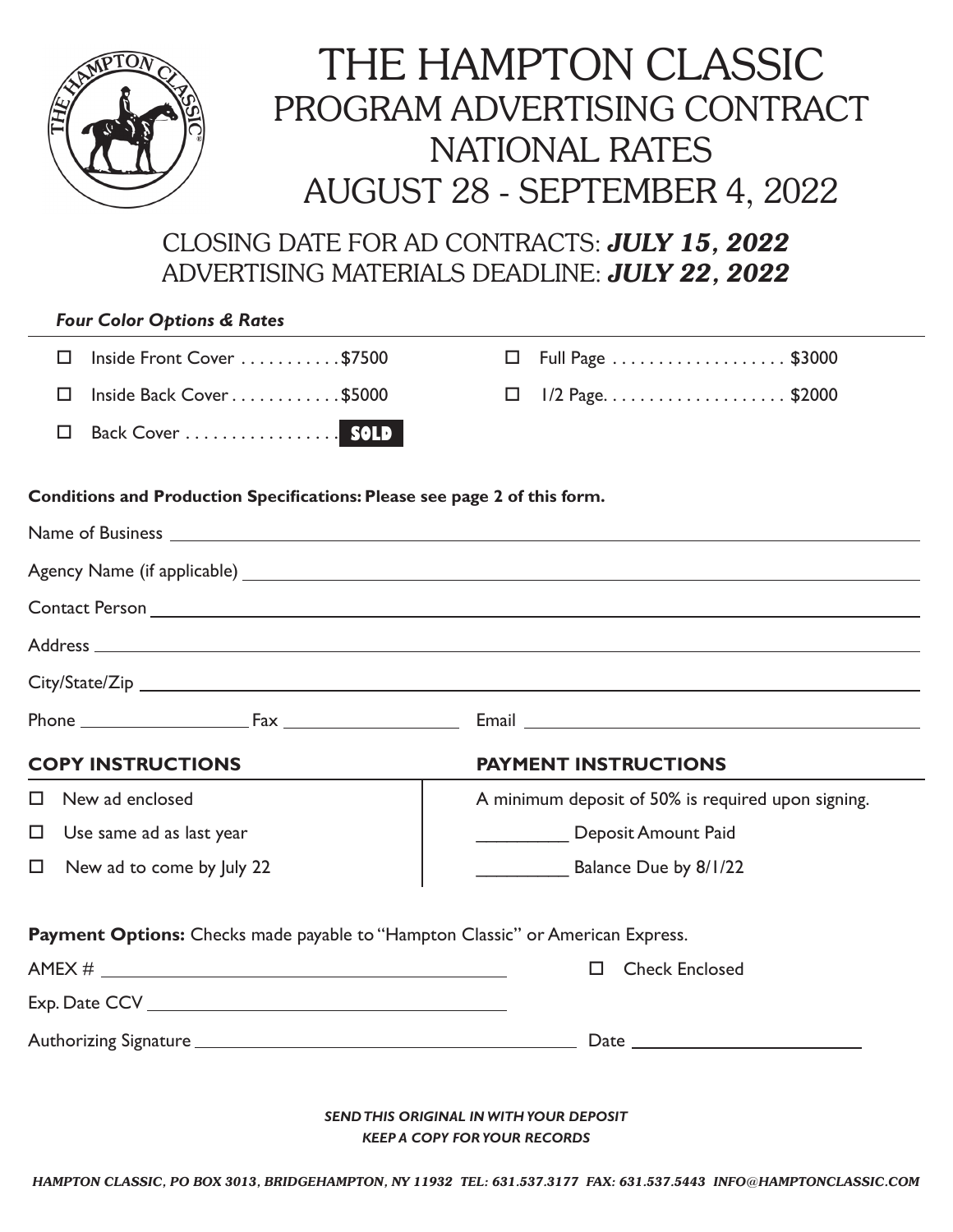# THE HAMPTON CLASSIC
## PROGRAM ADVERTISING CONTRACT
## NATIONAL RATES
## AUGUST 28 - SEPTEMBER 4, 2022

### CLOSING DATE FOR AD CONTRACTS: ***JULY 15, 2022***
### ADVERTISING MATERIALS DEADLINE: ***JULY 22, 2022***

***Four Color Options & Rates***

- ☐ Inside Front Cover . . . . . . . . . . . $7500
- ☐ Inside Back Cover . . . . . . . . . . . . $5000
- ☐ Back Cover . . . . . . . . . . . . . . . . **SOLD**
- ☐ Full Page . . . . . . . . . . . . . . . . . . $3000
- ☐ 1/2 Page. . . . . . . . . . . . . . . . . . . . $2000

**Conditions and Production Specifications: Please see page 2 of this form.**

Name of Business ______________________________

Agency Name (if applicable) ______________________________

Contact Person ______________________________

Address ______________________________

City/State/Zip ______________________________

Phone ______________ Fax ______________ Email ______________________________

**COPY INSTRUCTIONS**

- ☐ New ad enclosed
- ☐ Use same ad as last year
- ☐ New ad to come by July 22

**PAYMENT INSTRUCTIONS**

A minimum deposit of 50% is required upon signing.

_________ Deposit Amount Paid

_________ Balance Due by 8/1/22

**Payment Options:** Checks made payable to "Hampton Classic" or American Express.

AMEX # ______________________________ ☐ Check Enclosed

Exp. Date CCV ______________________________

Authorizing Signature ______________________________ Date ______________

***SEND THIS ORIGINAL IN WITH YOUR DEPOSIT***
***KEEP A COPY FOR YOUR RECORDS***

*HAMPTON CLASSIC, PO BOX 3013, BRIDGEHAMPTON, NY 11932 TEL: 631.537.3177 FAX: 631.537.5443 INFO@HAMPTONCLASSIC.COM*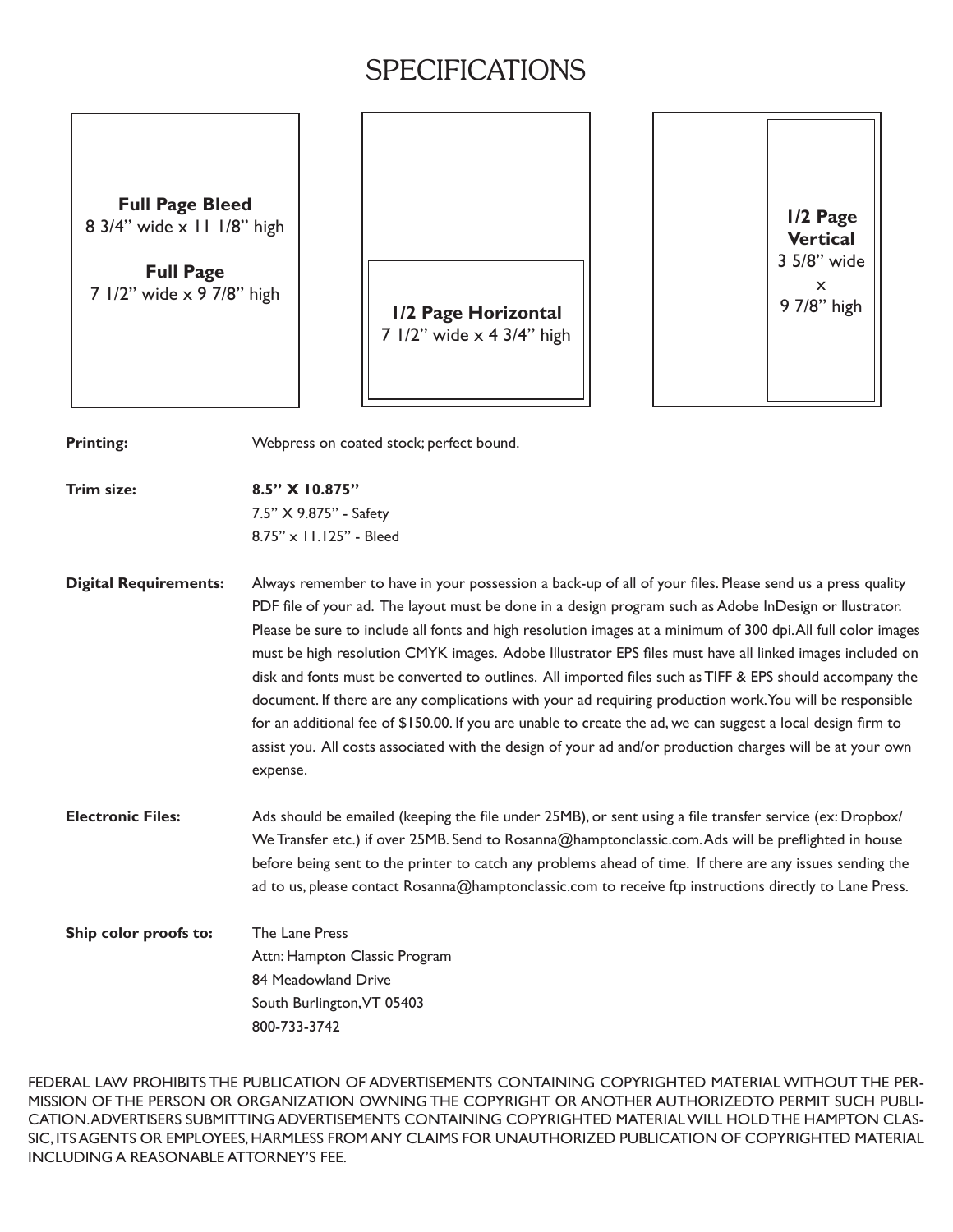# SPECIFICATIONS

**Full Page Bleed**
8 3/4" wide x 11 1/8" high

**Full Page**
7 1/2" wide x 9 7/8" high

**1/2 Page Horizontal**
7 1/2" wide x 4 3/4" high

**1/2 Page Vertical**
3 5/8" wide x 9 7/8" high

**Printing:** Webpress on coated stock; perfect bound.

**Trim size:** **8.5" X 10.875"**
7.5" X 9.875" - Safety
8.75" x 11.125" - Bleed

**Digital Requirements:** Always remember to have in your possession a back-up of all of your files. Please send us a press quality PDF file of your ad. The layout must be done in a design program such as Adobe InDesign or llustrator. Please be sure to include all fonts and high resolution images at a minimum of 300 dpi. All full color images must be high resolution CMYK images. Adobe Illustrator EPS files must have all linked images included on disk and fonts must be converted to outlines. All imported files such as TIFF & EPS should accompany the document. If there are any complications with your ad requiring production work. You will be responsible for an additional fee of $150.00. If you are unable to create the ad, we can suggest a local design firm to assist you. All costs associated with the design of your ad and/or production charges will be at your own expense.

**Electronic Files:** Ads should be emailed (keeping the file under 25MB), or sent using a file transfer service (ex: Dropbox/ We Transfer etc.) if over 25MB. Send to Rosanna@hamptonclassic.com. Ads will be preflighted in house before being sent to the printer to catch any problems ahead of time. If there are any issues sending the ad to us, please contact Rosanna@hamptonclassic.com to receive ftp instructions directly to Lane Press.

**Ship color proofs to:** The Lane Press
Attn: Hampton Classic Program
84 Meadowland Drive
South Burlington, VT 05403
800-733-3742

FEDERAL LAW PROHIBITS THE PUBLICATION OF ADVERTISEMENTS CONTAINING COPYRIGHTED MATERIAL WITHOUT THE PERMISSION OF THE PERSON OR ORGANIZATION OWNING THE COPYRIGHT OR ANOTHER AUTHORIZEDTO PERMIT SUCH PUBLICATION. ADVERTISERS SUBMITTING ADVERTISEMENTS CONTAINING COPYRIGHTED MATERIAL WILL HOLD THE HAMPTON CLASSIC, ITS AGENTS OR EMPLOYEES, HARMLESS FROM ANY CLAIMS FOR UNAUTHORIZED PUBLICATION OF COPYRIGHTED MATERIAL INCLUDING A REASONABLE ATTORNEY'S FEE.